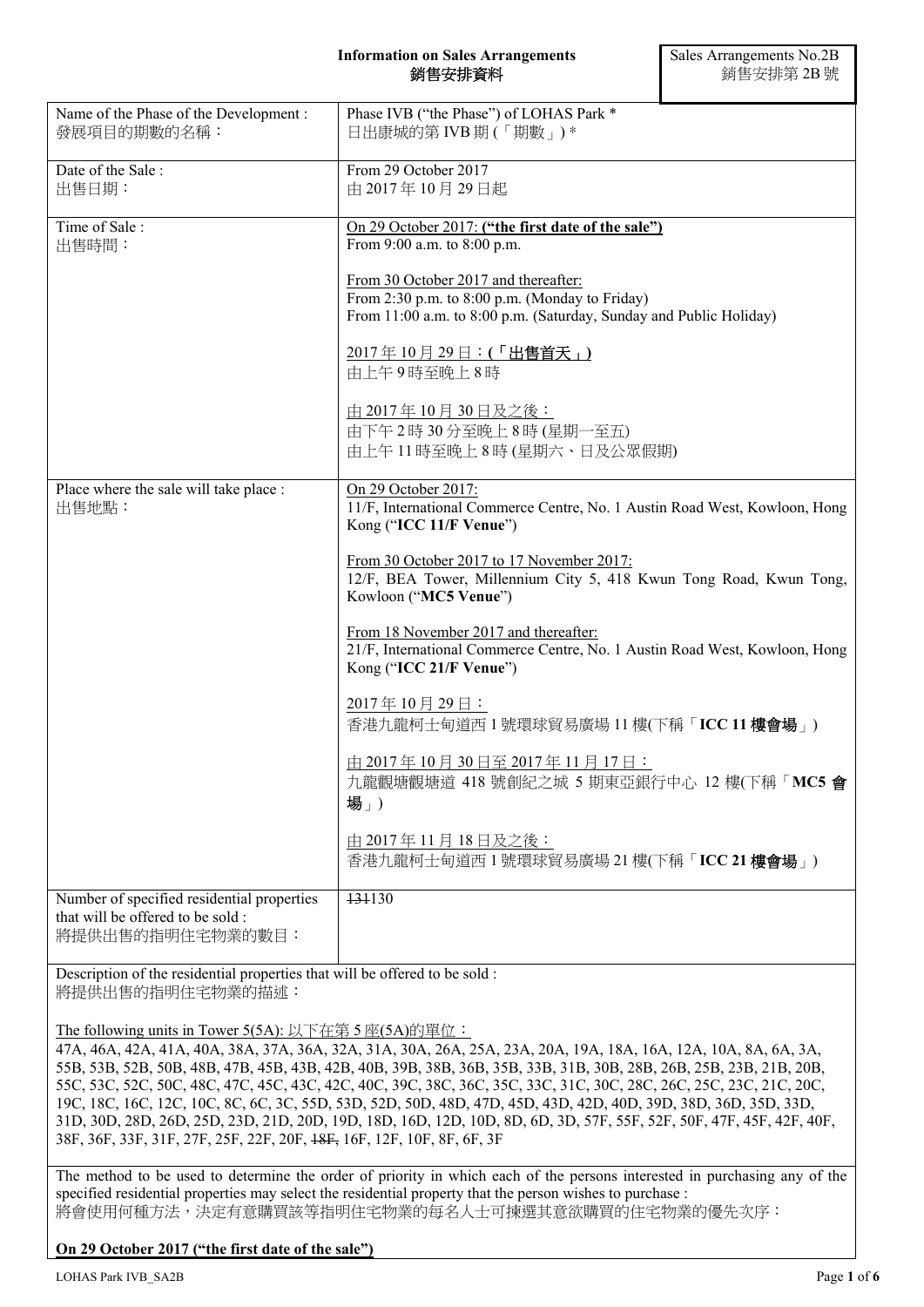**Information on Sales Arrangements**
**銷售安排資料**

Sales Arrangements No.2B
銷售安排第 2B 號

| | |
|---|---|
| Name of the Phase of the Development :<br>發展項目的期數的名稱： | Phase IVB ("the Phase") of LOHAS Park *<br>日出康城的第 IVB 期 (「期數」) * |
| Date of the Sale :<br>出售日期： | From 29 October 2017<br>由 2017 年 10 月 29 日起 |
| Time of Sale :<br>出售時間： | <u>On 29 October 2017:</u> **<u>("the first date of the sale")</u>**<br>From 9:00 a.m. to 8:00 p.m.<br><br><u>From 30 October 2017 and thereafter:</u><br>From 2:30 p.m. to 8:00 p.m. (Monday to Friday)<br>From 11:00 a.m. to 8:00 p.m. (Saturday, Sunday and Public Holiday)<br><br><u>2017 年 10 月 29 日：</u>**<u>(「出售首天」)</u>**<br>由上午 9 時至晚上 8 時<br><br><u>由 2017 年 10 月 30 日及之後：</u><br>由下午 2 時 30 分至晚上 8 時 (星期一至五)<br>由上午 11 時至晚上 8 時 (星期六、日及公眾假期) |
| Place where the sale will take place :<br>出售地點： | <u>On 29 October 2017:</u><br>11/F, International Commerce Centre, No. 1 Austin Road West, Kowloon, Hong Kong ("**ICC 11/F Venue**")<br><br><u>From 30 October 2017 to 17 November 2017:</u><br>12/F, BEA Tower, Millennium City 5, 418 Kwun Tong Road, Kwun Tong, Kowloon ("**MC5 Venue**")<br><br><u>From 18 November 2017 and thereafter:</u><br>21/F, International Commerce Centre, No. 1 Austin Road West, Kowloon, Hong Kong ("**ICC 21/F Venue**")<br><br><u>2017 年 10 月 29 日：</u><br>香港九龍柯士甸道西 1 號環球貿易廣場 11 樓(下稱「**ICC 11 樓會場**」)<br><br><u>由 2017 年 10 月 30 日至 2017 年 11 月 17 日：</u><br>九龍觀塘觀塘道 418 號創紀之城 5 期東亞銀行中心 12 樓(下稱「**MC5 會場**」)<br><br><u>由 2017 年 11 月 18 日及之後：</u><br>香港九龍柯士甸道西 1 號環球貿易廣場 21 樓(下稱「**ICC 21 樓會場**」) |
| Number of specified residential properties that will be offered to be sold :<br>將提供出售的指明住宅物業的數目： | ~~131~~130 |

Description of the residential properties that will be offered to be sold :
將提供出售的指明住宅物業的描述：

<u>The following units in Tower 5(5A): 以下在第 5 座(5A)的單位：</u>
47A, 46A, 42A, 41A, 40A, 38A, 37A, 36A, 32A, 31A, 30A, 26A, 25A, 23A, 20A, 19A, 18A, 16A, 12A, 10A, 8A, 6A, 3A, 55B, 53B, 52B, 50B, 48B, 47B, 45B, 43B, 42B, 40B, 39B, 38B, 36B, 35B, 33B, 31B, 30B, 28B, 26B, 25B, 23B, 21B, 20B, 55C, 53C, 52C, 50C, 48C, 47C, 45C, 43C, 42C, 40C, 39C, 38C, 36C, 35C, 33C, 31C, 30C, 28C, 26C, 25C, 23C, 21C, 20C, 19C, 18C, 16C, 12C, 10C, 8C, 6C, 3C, 55D, 53D, 52D, 50D, 48D, 47D, 45D, 43D, 42D, 40D, 39D, 38D, 36D, 35D, 33D, 31D, 30D, 28D, 26D, 25D, 23D, 21D, 20D, 19D, 18D, 16D, 12D, 10D, 8D, 6D, 3D, 57F, 55F, 52F, 50F, 47F, 45F, 42F, 40F, 38F, 36F, 33F, 31F, 27F, 25F, 22F, 20F, ~~18F,~~ 16F, 12F, 10F, 8F, 6F, 3F

The method to be used to determine the order of priority in which each of the persons interested in purchasing any of the specified residential properties may select the residential property that the person wishes to purchase :
將會使用何種方法，決定有意購買該等指明住宅物業的每名人士可揀選其意欲購買的住宅物業的優先次序：

**<u>On 29 October 2017 ("the first date of the sale")</u>**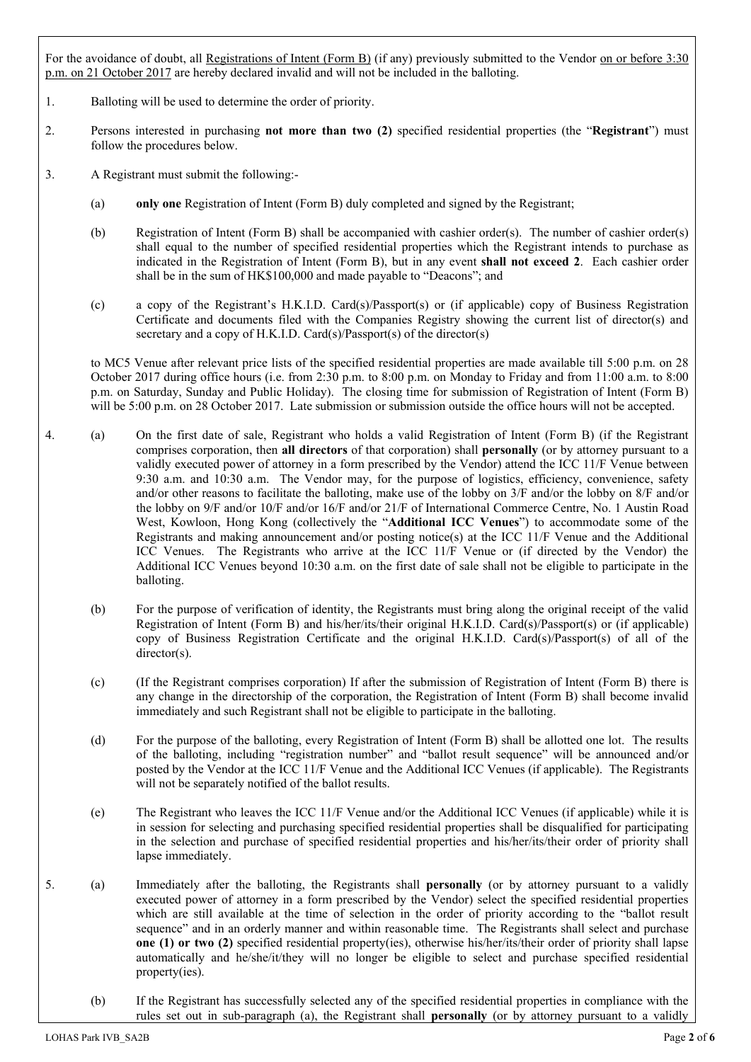For the avoidance of doubt, all Registrations of Intent (Form B) (if any) previously submitted to the Vendor on or before 3:30 p.m. on 21 October 2017 are hereby declared invalid and will not be included in the balloting.

1. Balloting will be used to determine the order of priority.

2. Persons interested in purchasing **not more than two (2)** specified residential properties (the "**Registrant**") must follow the procedures below.

3. A Registrant must submit the following:-

   (a) **only one** Registration of Intent (Form B) duly completed and signed by the Registrant;

   (b) Registration of Intent (Form B) shall be accompanied with cashier order(s). The number of cashier order(s) shall equal to the number of specified residential properties which the Registrant intends to purchase as indicated in the Registration of Intent (Form B), but in any event **shall not exceed 2**. Each cashier order shall be in the sum of HK$100,000 and made payable to "Deacons"; and

   (c) a copy of the Registrant's H.K.I.D. Card(s)/Passport(s) or (if applicable) copy of Business Registration Certificate and documents filed with the Companies Registry showing the current list of director(s) and secretary and a copy of H.K.I.D. Card(s)/Passport(s) of the director(s)

   to MC5 Venue after relevant price lists of the specified residential properties are made available till 5:00 p.m. on 28 October 2017 during office hours (i.e. from 2:30 p.m. to 8:00 p.m. on Monday to Friday and from 11:00 a.m. to 8:00 p.m. on Saturday, Sunday and Public Holiday). The closing time for submission of Registration of Intent (Form B) will be 5:00 p.m. on 28 October 2017. Late submission or submission outside the office hours will not be accepted.

4. (a) On the first date of sale, Registrant who holds a valid Registration of Intent (Form B) (if the Registrant comprises corporation, then **all directors** of that corporation) shall **personally** (or by attorney pursuant to a validly executed power of attorney in a form prescribed by the Vendor) attend the ICC 11/F Venue between 9:30 a.m. and 10:30 a.m. The Vendor may, for the purpose of logistics, efficiency, convenience, safety and/or other reasons to facilitate the balloting, make use of the lobby on 3/F and/or the lobby on 8/F and/or the lobby on 9/F and/or 10/F and/or 16/F and/or 21/F of International Commerce Centre, No. 1 Austin Road West, Kowloon, Hong Kong (collectively the "**Additional ICC Venues**") to accommodate some of the Registrants and making announcement and/or posting notice(s) at the ICC 11/F Venue and the Additional ICC Venues. The Registrants who arrive at the ICC 11/F Venue or (if directed by the Vendor) the Additional ICC Venues beyond 10:30 a.m. on the first date of sale shall not be eligible to participate in the balloting.

   (b) For the purpose of verification of identity, the Registrants must bring along the original receipt of the valid Registration of Intent (Form B) and his/her/its/their original H.K.I.D. Card(s)/Passport(s) or (if applicable) copy of Business Registration Certificate and the original H.K.I.D. Card(s)/Passport(s) of all of the director(s).

   (c) (If the Registrant comprises corporation) If after the submission of Registration of Intent (Form B) there is any change in the directorship of the corporation, the Registration of Intent (Form B) shall become invalid immediately and such Registrant shall not be eligible to participate in the balloting.

   (d) For the purpose of the balloting, every Registration of Intent (Form B) shall be allotted one lot. The results of the balloting, including "registration number" and "ballot result sequence" will be announced and/or posted by the Vendor at the ICC 11/F Venue and the Additional ICC Venues (if applicable). The Registrants will not be separately notified of the ballot results.

   (e) The Registrant who leaves the ICC 11/F Venue and/or the Additional ICC Venues (if applicable) while it is in session for selecting and purchasing specified residential properties shall be disqualified for participating in the selection and purchase of specified residential properties and his/her/its/their order of priority shall lapse immediately.

5. (a) Immediately after the balloting, the Registrants shall **personally** (or by attorney pursuant to a validly executed power of attorney in a form prescribed by the Vendor) select the specified residential properties which are still available at the time of selection in the order of priority according to the "ballot result sequence" and in an orderly manner and within reasonable time. The Registrants shall select and purchase **one (1) or two (2)** specified residential property(ies), otherwise his/her/its/their order of priority shall lapse automatically and he/she/it/they will no longer be eligible to select and purchase specified residential property(ies).

   (b) If the Registrant has successfully selected any of the specified residential properties in compliance with the rules set out in sub-paragraph (a), the Registrant shall **personally** (or by attorney pursuant to a validly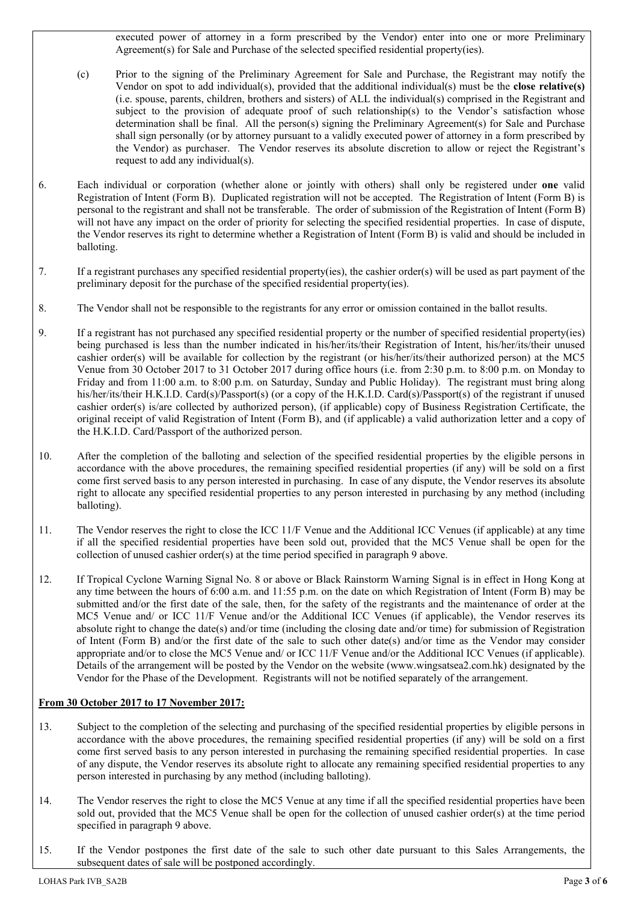executed power of attorney in a form prescribed by the Vendor) enter into one or more Preliminary Agreement(s) for Sale and Purchase of the selected specified residential property(ies).

(c) Prior to the signing of the Preliminary Agreement for Sale and Purchase, the Registrant may notify the Vendor on spot to add individual(s), provided that the additional individual(s) must be the **close relative(s)** (i.e. spouse, parents, children, brothers and sisters) of ALL the individual(s) comprised in the Registrant and subject to the provision of adequate proof of such relationship(s) to the Vendor's satisfaction whose determination shall be final. All the person(s) signing the Preliminary Agreement(s) for Sale and Purchase shall sign personally (or by attorney pursuant to a validly executed power of attorney in a form prescribed by the Vendor) as purchaser. The Vendor reserves its absolute discretion to allow or reject the Registrant's request to add any individual(s).

6. Each individual or corporation (whether alone or jointly with others) shall only be registered under **one** valid Registration of Intent (Form B). Duplicated registration will not be accepted. The Registration of Intent (Form B) is personal to the registrant and shall not be transferable. The order of submission of the Registration of Intent (Form B) will not have any impact on the order of priority for selecting the specified residential properties. In case of dispute, the Vendor reserves its right to determine whether a Registration of Intent (Form B) is valid and should be included in balloting.

7. If a registrant purchases any specified residential property(ies), the cashier order(s) will be used as part payment of the preliminary deposit for the purchase of the specified residential property(ies).

8. The Vendor shall not be responsible to the registrants for any error or omission contained in the ballot results.

9. If a registrant has not purchased any specified residential property or the number of specified residential property(ies) being purchased is less than the number indicated in his/her/its/their Registration of Intent, his/her/its/their unused cashier order(s) will be available for collection by the registrant (or his/her/its/their authorized person) at the MC5 Venue from 30 October 2017 to 31 October 2017 during office hours (i.e. from 2:30 p.m. to 8:00 p.m. on Monday to Friday and from 11:00 a.m. to 8:00 p.m. on Saturday, Sunday and Public Holiday). The registrant must bring along his/her/its/their H.K.I.D. Card(s)/Passport(s) (or a copy of the H.K.I.D. Card(s)/Passport(s) of the registrant if unused cashier order(s) is/are collected by authorized person), (if applicable) copy of Business Registration Certificate, the original receipt of valid Registration of Intent (Form B), and (if applicable) a valid authorization letter and a copy of the H.K.I.D. Card/Passport of the authorized person.

10. After the completion of the balloting and selection of the specified residential properties by the eligible persons in accordance with the above procedures, the remaining specified residential properties (if any) will be sold on a first come first served basis to any person interested in purchasing. In case of any dispute, the Vendor reserves its absolute right to allocate any specified residential properties to any person interested in purchasing by any method (including balloting).

11. The Vendor reserves the right to close the ICC 11/F Venue and the Additional ICC Venues (if applicable) at any time if all the specified residential properties have been sold out, provided that the MC5 Venue shall be open for the collection of unused cashier order(s) at the time period specified in paragraph 9 above.

12. If Tropical Cyclone Warning Signal No. 8 or above or Black Rainstorm Warning Signal is in effect in Hong Kong at any time between the hours of 6:00 a.m. and 11:55 p.m. on the date on which Registration of Intent (Form B) may be submitted and/or the first date of the sale, then, for the safety of the registrants and the maintenance of order at the MC5 Venue and/ or ICC 11/F Venue and/or the Additional ICC Venues (if applicable), the Vendor reserves its absolute right to change the date(s) and/or time (including the closing date and/or time) for submission of Registration of Intent (Form B) and/or the first date of the sale to such other date(s) and/or time as the Vendor may consider appropriate and/or to close the MC5 Venue and/ or ICC 11/F Venue and/or the Additional ICC Venues (if applicable). Details of the arrangement will be posted by the Vendor on the website (www.wingsatsea2.com.hk) designated by the Vendor for the Phase of the Development. Registrants will not be notified separately of the arrangement.

**From 30 October 2017 to 17 November 2017:**

13. Subject to the completion of the selecting and purchasing of the specified residential properties by eligible persons in accordance with the above procedures, the remaining specified residential properties (if any) will be sold on a first come first served basis to any person interested in purchasing the remaining specified residential properties. In case of any dispute, the Vendor reserves its absolute right to allocate any remaining specified residential properties to any person interested in purchasing by any method (including balloting).

14. The Vendor reserves the right to close the MC5 Venue at any time if all the specified residential properties have been sold out, provided that the MC5 Venue shall be open for the collection of unused cashier order(s) at the time period specified in paragraph 9 above.

15. If the Vendor postpones the first date of the sale to such other date pursuant to this Sales Arrangements, the subsequent dates of sale will be postponed accordingly.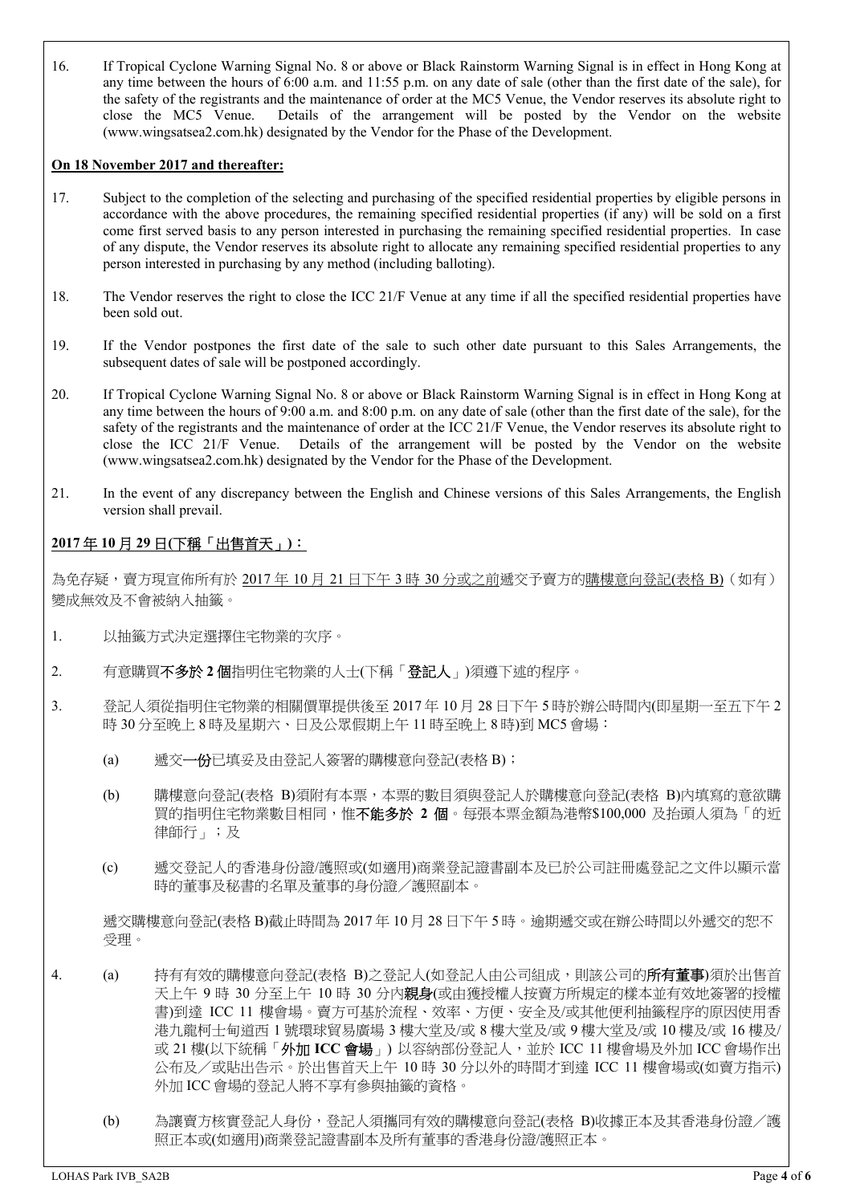16. If Tropical Cyclone Warning Signal No. 8 or above or Black Rainstorm Warning Signal is in effect in Hong Kong at any time between the hours of 6:00 a.m. and 11:55 p.m. on any date of sale (other than the first date of the sale), for the safety of the registrants and the maintenance of order at the MC5 Venue, the Vendor reserves its absolute right to close the MC5 Venue. Details of the arrangement will be posted by the Vendor on the website (www.wingsatsea2.com.hk) designated by the Vendor for the Phase of the Development.

**On 18 November 2017 and thereafter:**

17. Subject to the completion of the selecting and purchasing of the specified residential properties by eligible persons in accordance with the above procedures, the remaining specified residential properties (if any) will be sold on a first come first served basis to any person interested in purchasing the remaining specified residential properties. In case of any dispute, the Vendor reserves its absolute right to allocate any remaining specified residential properties to any person interested in purchasing by any method (including balloting).

18. The Vendor reserves the right to close the ICC 21/F Venue at any time if all the specified residential properties have been sold out.

19. If the Vendor postpones the first date of the sale to such other date pursuant to this Sales Arrangements, the subsequent dates of sale will be postponed accordingly.

20. If Tropical Cyclone Warning Signal No. 8 or above or Black Rainstorm Warning Signal is in effect in Hong Kong at any time between the hours of 9:00 a.m. and 8:00 p.m. on any date of sale (other than the first date of the sale), for the safety of the registrants and the maintenance of order at the ICC 21/F Venue, the Vendor reserves its absolute right to close the ICC 21/F Venue. Details of the arrangement will be posted by the Vendor on the website (www.wingsatsea2.com.hk) designated by the Vendor for the Phase of the Development.

21. In the event of any discrepancy between the English and Chinese versions of this Sales Arrangements, the English version shall prevail.

**2017年10月29日(下稱「出售首天」)：**

為免存疑，賣方現宣佈所有於2017年10月21日下午3時30分或之前遞交予賣方的購樓意向登記(表格B)（如有）變成無效及不會被納入抽籤。

1. 以抽籤方式決定選擇住宅物業的次序。

2. 有意購買**不多於2個**指明住宅物業的人士(下稱「**登記人**」)須遵下述的程序。

3. 登記人須從指明住宅物業的相關價單提供後至2017年10月28日下午5時於辦公時間內(即星期一至五下午2時30分至晚上8時及星期六、日及公眾假期上午11時至晚上8時)到MC5會場：

   (a) 遞交**一份**已填妥及由登記人簽署的購樓意向登記(表格B)；

   (b) 購樓意向登記(表格B)須附有本票，本票的數目須與登記人於購樓意向登記(表格B)內填寫的意欲購買的指明住宅物業數目相同，惟**不能多於2個**。每張本票金額為港幣$100,000及抬頭人須為「的近律師行」；及

   (c) 遞交登記人的香港身份證/護照或(如適用)商業登記證書副本及已於公司註冊處登記之文件以顯示當時的董事及秘書的名單及董事的身份證／護照副本。

   遞交購樓意向登記(表格B)截止時間為2017年10月28日下午5時。逾期遞交或在辦公時間以外遞交的恕不受理。

4. (a) 持有有效的購樓意向登記(表格B)之登記人(如登記人由公司組成，則該公司的**所有董事**)須於出售首天上午9時30分至上午10時30分內**親身**(或由獲授權人按賣方所規定的樣本並有效地簽署的授權書)到達ICC 11樓會場。賣方可基於流程、效率、方便、安全及/或其他便利抽籤程序的原因使用香港九龍柯士甸道西1號環球貿易廣場3樓大堂及/或8樓大堂及/或9樓大堂及/或10樓及/或16樓及/或21樓(以下統稱「**外加ICC會場**」)以容納部份登記人，並於ICC 11樓會場及外加ICC會場作出公布及／或貼出告示。於出售首天上午10時30分以外的時間才到達ICC 11樓會場或(如賣方指示)外加ICC會場的登記人將不享有參與抽籤的資格。

   (b) 為讓賣方核實登記人身份，登記人須攜同有效的購樓意向登記(表格B)收據正本及其香港身份證／護照正本或(如適用)商業登記證書副本及所有董事的香港身份證/護照正本。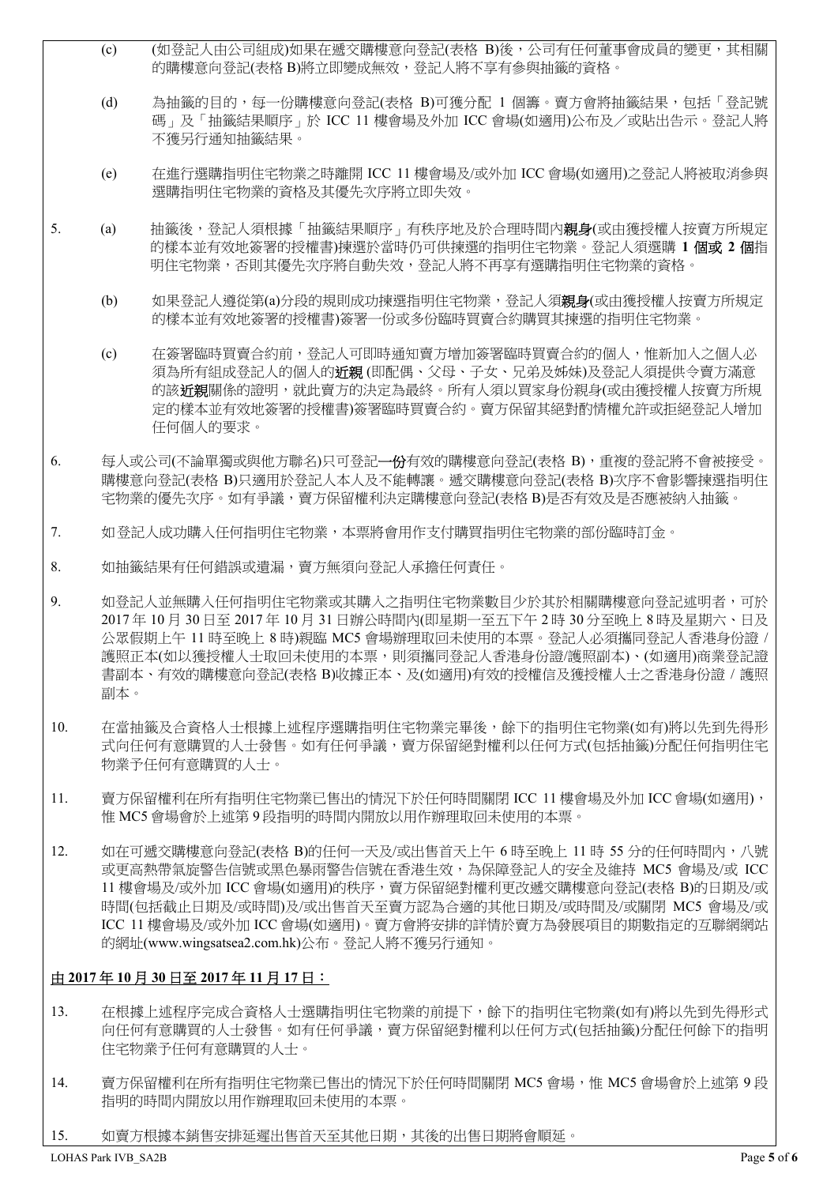(c) (如登記人由公司組成)如果在遞交購樓意向登記(表格 B)後，公司有任何董事會成員的變更，其相關的購樓意向登記(表格 B)將立即變成無效，登記人將不享有參與抽籤的資格。

(d) 為抽籤的目的，每一份購樓意向登記(表格 B)可獲分配 1 個籌。賣方會將抽籤結果，包括「登記號碼」及「抽籤結果順序」於 ICC 11 樓會場及外加 ICC 會場(如適用)公布及／或貼出告示。登記人將不獲另行通知抽籤結果。

(e) 在進行選購指明住宅物業之時離開 ICC 11 樓會場及/或外加 ICC 會場(如適用)之登記人將被取消參與選購指明住宅物業的資格及其優先次序將立即失效。

5. (a) 抽籤後，登記人須根據「抽籤結果順序」有秩序地及於合理時間內**親身**(或由獲授權人按賣方所規定的樣本並有效地簽署的授權書)揀選於當時仍可供揀選的指明住宅物業。登記人須選購 **1 個或 2 個**指明住宅物業，否則其優先次序將自動失效，登記人將不再享有選購指明住宅物業的資格。

(b) 如果登記人遵從第(a)分段的規則成功揀選指明住宅物業，登記人須**親身**(或由獲授權人按賣方所規定的樣本並有效地簽署的授權書)簽署一份或多份臨時買賣合約購買其揀選的指明住宅物業。

(c) 在簽署臨時買賣合約前，登記人可即時通知賣方增加簽署臨時買賣合約的個人，惟新加入之個人必須為所有組成登記人的個人的**近親** (即配偶、父母、子女、兄弟及姊妹)及登記人須提供令賣方滿意的該**近親**關係的證明，就此賣方的決定為最終。所有人須以買家身份親身(或由獲授權人按賣方所規定的樣本並有效地簽署的授權書)簽署臨時買賣合約。賣方保留其絕對酌情權允許或拒絕登記人增加任何個人的要求。

6. 每人或公司(不論單獨或與他方聯名)只可登記**一份**有效的購樓意向登記(表格 B)，重複的登記將不會被接受。購樓意向登記(表格 B)只適用於登記人本人及不能轉讓。遞交購樓意向登記(表格 B)次序不會影響揀選指明住宅物業的優先次序。如有爭議，賣方保留權利決定購樓意向登記(表格 B)是否有效及是否應被納入抽籤。

7. 如登記人成功購入任何指明住宅物業，本票將會用作支付購買指明住宅物業的部份臨時訂金。

8. 如抽籤結果有任何錯誤或遺漏，賣方無須向登記人承擔任何責任。

9. 如登記人並無購入任何指明住宅物業或其購入之指明住宅物業數目少於其於相關購樓意向登記述明者，可於 2017 年 10 月 30 日至 2017 年 10 月 31 日辦公時間內(即星期一至五下午 2 時 30 分至晚上 8 時及星期六、日及公眾假期上午 11 時至晚上 8 時)親臨 MC5 會場辦理取回未使用的本票。登記人必須攜同登記人香港身份證 / 護照正本(如以獲授權人士取回未使用的本票，則須攜同登記人香港身份證/護照副本)、(如適用)商業登記證書副本、有效的購樓意向登記(表格 B)收據正本、及(如適用)有效的授權信及獲授權人士之香港身份證 / 護照副本。

10. 在當抽籤及合資格人士根據上述程序選購指明住宅物業完畢後，餘下的指明住宅物業(如有)將以先到先得形式向任何有意購買的人士發售。如有任何爭議，賣方保留絕對權利以任何方式(包括抽籤)分配任何指明住宅物業予任何有意購買的人士。

11. 賣方保留權利在所有指明住宅物業已售出的情況下於任何時間關閉 ICC 11 樓會場及外加 ICC 會場(如適用)，惟 MC5 會場會於上述第 9 段指明的時間內開放以用作辦理取回未使用的本票。

12. 如在可遞交購樓意向登記(表格 B)的任何一天及/或出售首天上午 6 時至晚上 11 時 55 分的任何時間內，八號或更高熱帶氣旋警告信號或黑色暴雨警告信號在香港生效，為保障登記人的安全及維持 MC5 會場及/或 ICC 11 樓會場及/或外加 ICC 會場(如適用)的秩序，賣方保留絕對權利更改遞交購樓意向登記(表格 B)的日期及/或時間(包括截止日期及/或時間)及/或出售首天至賣方認為合適的其他日期及/或時間及/或關閉 MC5 會場及/或 ICC 11 樓會場及/或外加 ICC 會場(如適用)。賣方會將安排的詳情於賣方為發展項目的期數指定的互聯網網站的網址(www.wingsatsea2.com.hk)公布。登記人將不獲另行通知。

**<u>由 2017 年 10 月 30 日至 2017 年 11 月 17 日：</u>**

13. 在根據上述程序完成合資格人士選購指明住宅物業的前提下，餘下的指明住宅物業(如有)將以先到先得形式向任何有意購買的人士發售。如有任何爭議，賣方保留絕對權利以任何方式(包括抽籤)分配任何餘下的指明住宅物業予任何有意購買的人士。

14. 賣方保留權利在所有指明住宅物業已售出的情況下於任何時間關閉 MC5 會場，惟 MC5 會場會於上述第 9 段指明的時間內開放以用作辦理取回未使用的本票。

15. 如賣方根據本銷售安排延遲出售首天至其他日期，其後的出售日期將會順延。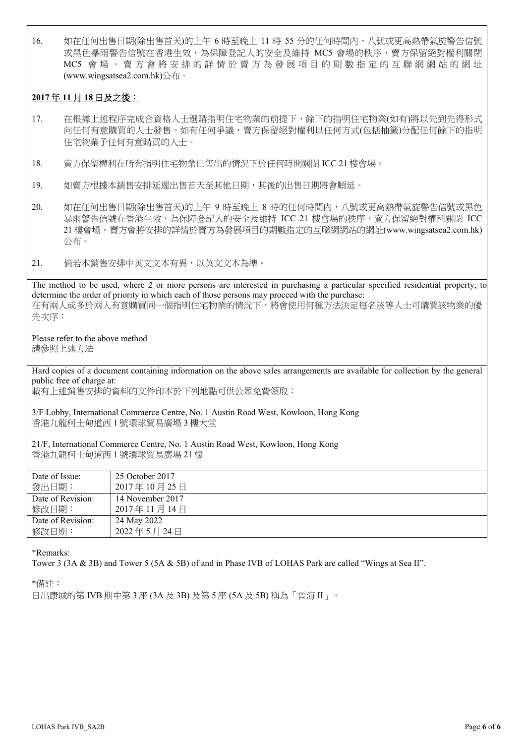16. 如在任何出售日期(除出售首天)的上午 6 時至晚上 11 時 55 分的任何時間內，八號或更高熱帶氣旋警告信號或黑色暴雨警告信號在香港生效，為保障登記人的安全及維持 MC5 會場的秩序，賣方保留絕對權利關閉 MC5 會場。賣方會將安排的詳情於賣方為發展項目的期數指定的互聯網網站的網址(www.wingsatsea2.com.hk)公布。

**2017 年 11 月 18 日及之後：**

17. 在根據上述程序完成合資格人士選購指明住宅物業的前提下，餘下的指明住宅物業(如有)將以先到先得形式向任何有意購買的人士發售。如有任何爭議，賣方保留絕對權利以任何方式(包括抽籤)分配任何餘下的指明住宅物業予任何有意購買的人士。

18. 賣方保留權利在所有指明住宅物業已售出的情況下於任何時間關閉 ICC 21 樓會場。

19. 如賣方根據本銷售安排延遲出售首天至其他日期，其後的出售日期將會順延。

20. 如在任何出售日期(除出售首天)的上午 9 時至晚上 8 時的任何時間內，八號或更高熱帶氣旋警告信號或黑色暴雨警告信號在香港生效，為保障登記人的安全及維持 ICC 21 樓會場的秩序，賣方保留絕對權利關閉 ICC 21 樓會場。賣方會將安排的詳情於賣方為發展項目的期數指定的互聯網網站的網址(www.wingsatsea2.com.hk)公布。

21. 倘若本銷售安排中英文文本有異，以英文文本為準。

The method to be used, where 2 or more persons are interested in purchasing a particular specified residential property, to determine the order of priority in which each of those persons may proceed with the purchase:
在有兩人或多於兩人有意購買同一個指明住宅物業的情況下，將會使用何種方法決定每名該等人士可購買該物業的優先次序：

Please refer to the above method
請參照上述方法

Hard copies of a document containing information on the above sales arrangements are available for collection by the general public free of charge at:
載有上述銷售安排的資料的文件印本於下列地點可供公眾免費領取：

3/F Lobby, International Commerce Centre, No. 1 Austin Road West, Kowloon, Hong Kong
香港九龍柯士甸道西 1 號環球貿易廣場 3 樓大堂

21/F, International Commerce Centre, No. 1 Austin Road West, Kowloon, Hong Kong
香港九龍柯士甸道西 1 號環球貿易廣場 21 樓

| | |
|---|---|
| Date of Issue:<br>發出日期： | 25 October 2017<br>2017 年 10 月 25 日 |
| Date of Revision:<br>修改日期： | 14 November 2017<br>2017 年 11 月 14 日 |
| Date of Revision:<br>修改日期： | 24 May 2022<br>2022 年 5 月 24 日 |

*Remarks:
Tower 3 (3A & 3B) and Tower 5 (5A & 5B) of and in Phase IVB of LOHAS Park are called "Wings at Sea II".

*備註：
日出康城的第 IVB 期中第 3 座 (3A 及 3B) 及第 5 座 (5A 及 5B) 稱為「晉海 II」。